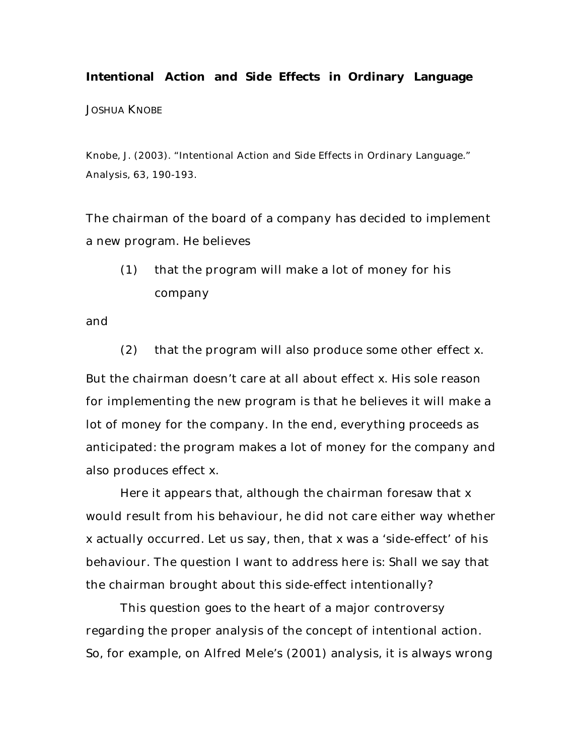**Intentional Action and Side Effects in Ordinary Language**

JOSHUA KNOBE

Knobe, J. (2003). "Intentional Action and Side Effects in Ordinary Language." Analysis, 63, 190-193.

The chairman of the board of a company has decided to implement a new program. He believes

(1) that the program will make a lot of money for his company

and

(2) that the program will also produce some other effect x.

But the chairman doesn't care at all about effect x. His sole reason for implementing the new program is that he believes it will make a lot of money for the company. In the end, everything proceeds as anticipated: the program makes a lot of money for the company and also produces effect x.

Here it appears that, although the chairman foresaw that x would result from his behaviour, he did not care either way whether x actually occurred. Let us say, then, that x was a 'side-effect' of his behaviour. The question I want to address here is: Shall we say that the chairman brought about this side-effect intentionally?

This question goes to the heart of a major controversy regarding the proper analysis of the concept of intentional action. So, for example, on Alfred Mele's (2001) analysis, it is always wrong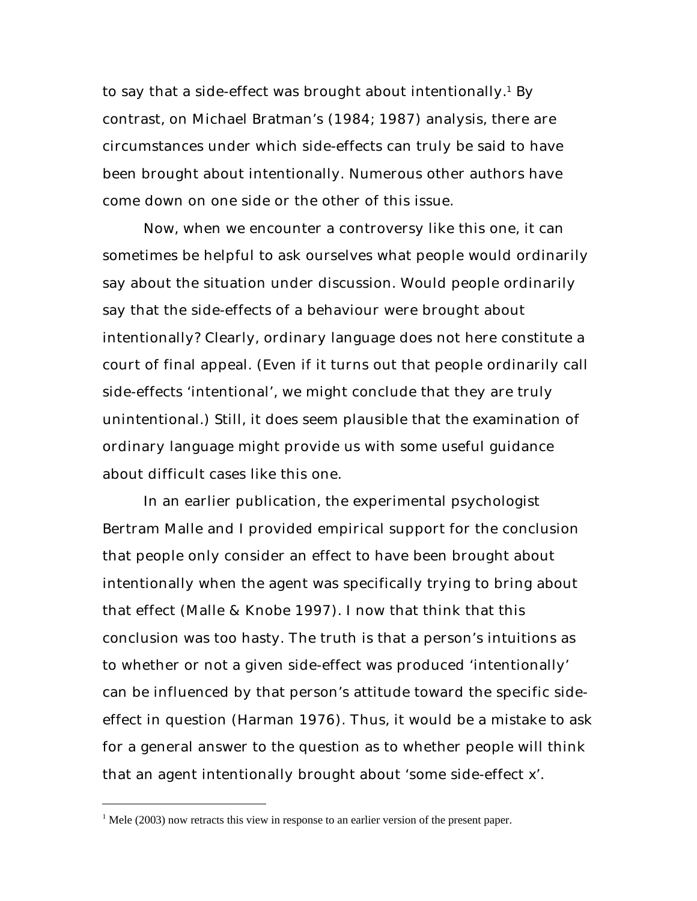to say that a side-effect was brought about intentionally.[1] By contrast, on Michael Bratman's (1984; 1987) analysis, there are circumstances under which side-effects can truly be said to have been brought about intentionally. Numerous other authors have come down on one side or the other of this issue.

Now, when we encounter a controversy like this one, it can sometimes be helpful to ask ourselves what people would ordinarily say about the situation under discussion. Would people ordinarily say that the side-effects of a behaviour were brought about intentionally? Clearly, ordinary language does not here constitute a court of final appeal. (Even if it turns out that people ordinarily call side-effects 'intentional', we might conclude that they are truly unintentional.) Still, it does seem plausible that the examination of ordinary language might provide us with some useful guidance about difficult cases like this one.

In an earlier publication, the experimental psychologist Bertram Malle and I provided empirical support for the conclusion that people only consider an effect to have been brought about intentionally when the agent was specifically trying to bring about that effect (Malle & Knobe 1997). I now that think that this conclusion was too hasty. The truth is that a person's intuitions as to whether or not a given side-effect was produced 'intentionally' can be influenced by that person's attitude toward the specific side-effect in question (Harman 1976). Thus, it would be a mistake to ask for a general answer to the question as to whether people will think that an agent intentionally brought about 'some side-effect x'.

[1] Mele (2003) now retracts this view in response to an earlier version of the present paper.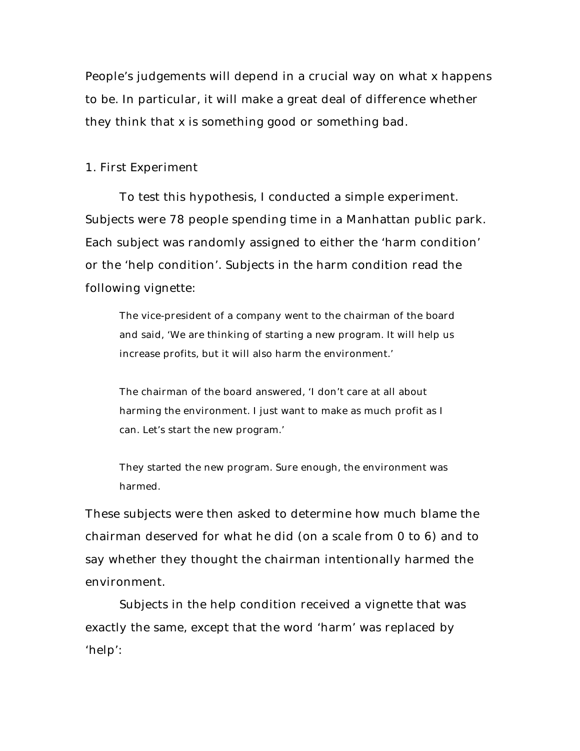People's judgements will depend in a crucial way on what x happens to be. In particular, it will make a great deal of difference whether they think that x is something good or something bad.

## 1. First Experiment

To test this hypothesis, I conducted a simple experiment. Subjects were 78 people spending time in a Manhattan public park. Each subject was randomly assigned to either the 'harm condition' or the 'help condition'. Subjects in the harm condition read the following vignette:

> The vice-president of a company went to the chairman of the board and said, 'We are thinking of starting a new program. It will help us increase profits, but it will also harm the environment.'
>
> The chairman of the board answered, 'I don't care at all about harming the environment. I just want to make as much profit as I can. Let's start the new program.'
>
> They started the new program. Sure enough, the environment was harmed.

These subjects were then asked to determine how much blame the chairman deserved for what he did (on a scale from 0 to 6) and to say whether they thought the chairman intentionally harmed the environment.

Subjects in the help condition received a vignette that was exactly the same, except that the word 'harm' was replaced by 'help':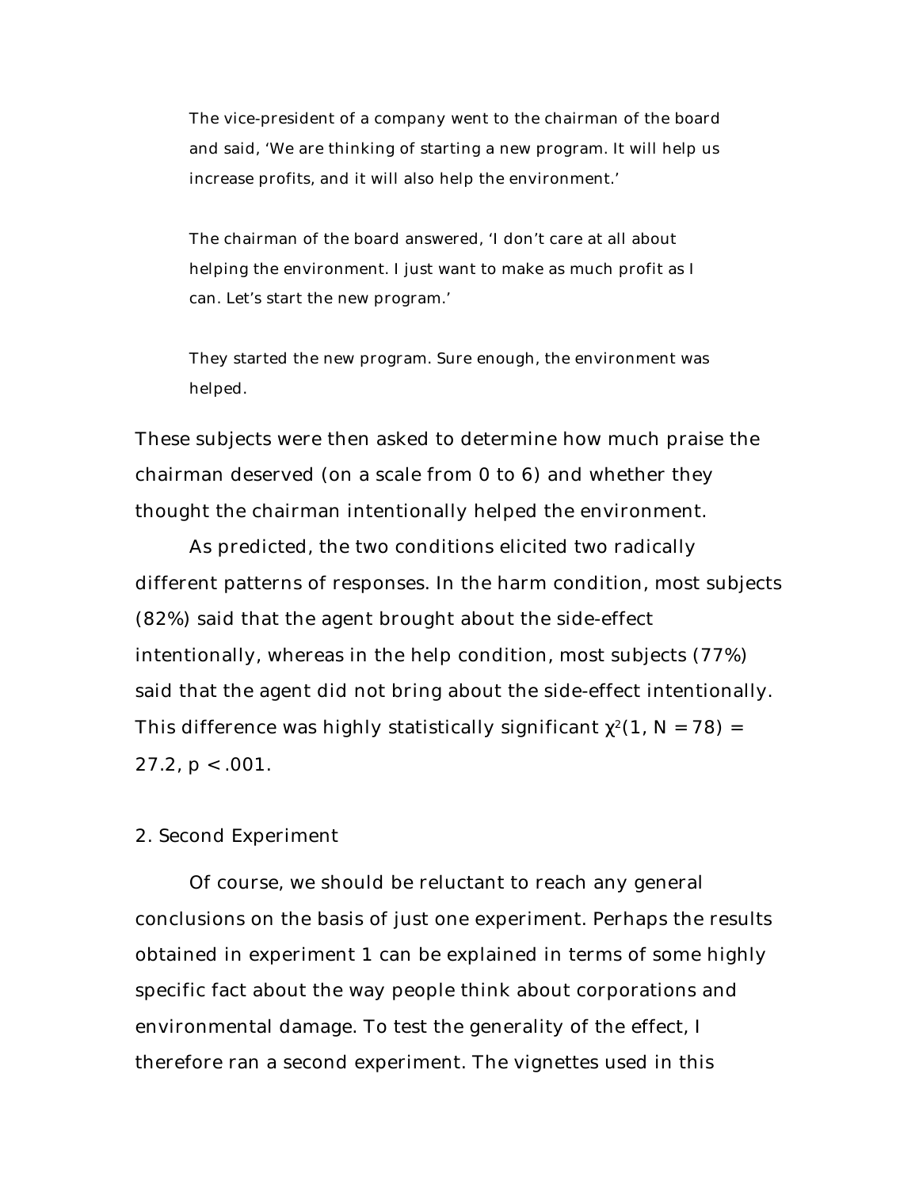> The vice-president of a company went to the chairman of the board and said, 'We are thinking of starting a new program. It will help us increase profits, and it will also help the environment.'
>
> The chairman of the board answered, 'I don't care at all about helping the environment. I just want to make as much profit as I can. Let's start the new program.'
>
> They started the new program. Sure enough, the environment was helped.

These subjects were then asked to determine how much praise the chairman deserved (on a scale from 0 to 6) and whether they thought the chairman intentionally helped the environment.

As predicted, the two conditions elicited two radically different patterns of responses. In the harm condition, most subjects (82%) said that the agent brought about the side-effect intentionally, whereas in the help condition, most subjects (77%) said that the agent did not bring about the side-effect intentionally. This difference was highly statistically significant $\chi^2(1, N = 78) = 27.2, p < .001$.

## 2. Second Experiment

Of course, we should be reluctant to reach any general conclusions on the basis of just one experiment. Perhaps the results obtained in experiment 1 can be explained in terms of some highly specific fact about the way people think about corporations and environmental damage. To test the generality of the effect, I therefore ran a second experiment. The vignettes used in this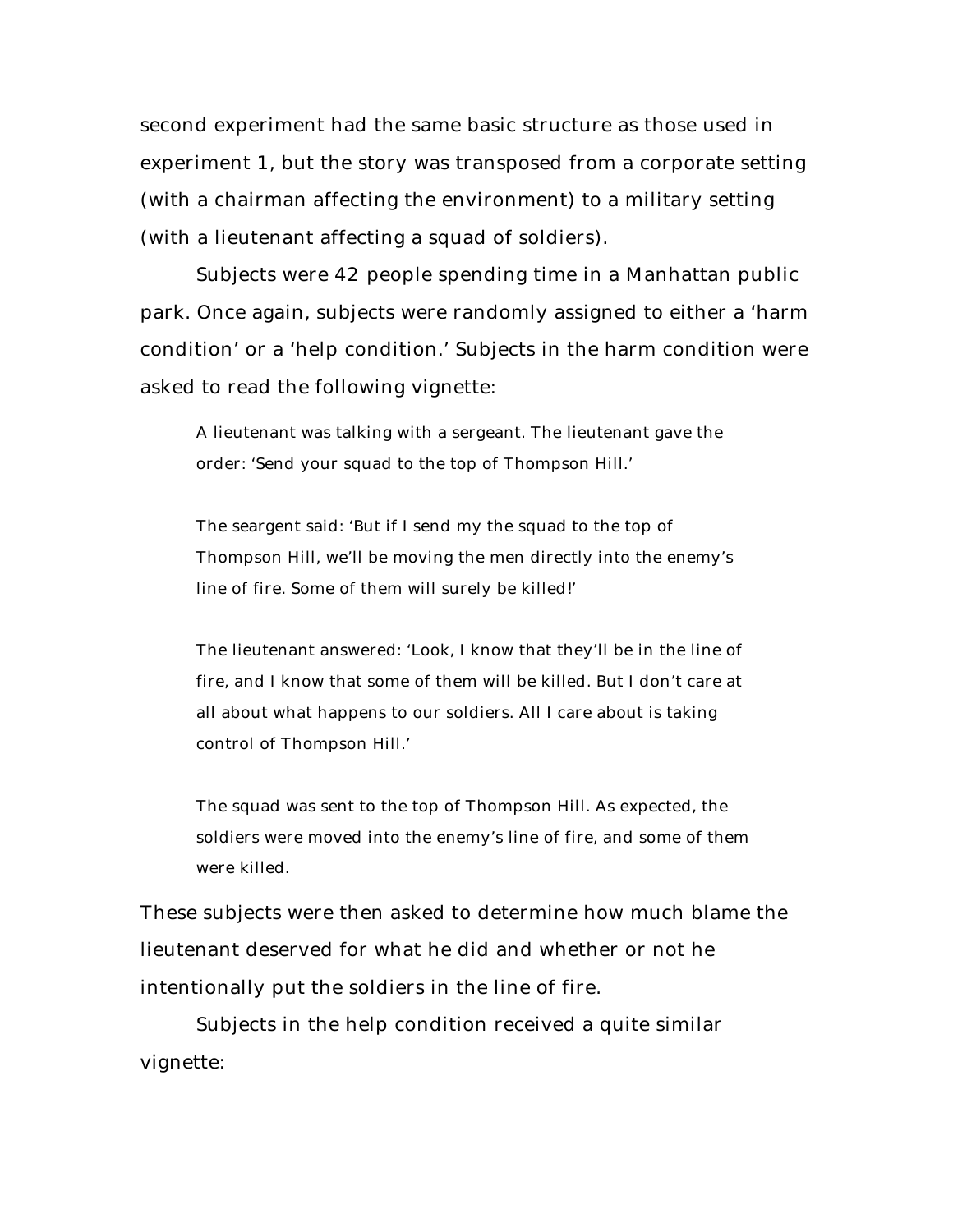second experiment had the same basic structure as those used in experiment 1, but the story was transposed from a corporate setting (with a chairman affecting the environment) to a military setting (with a lieutenant affecting a squad of soldiers).

Subjects were 42 people spending time in a Manhattan public park. Once again, subjects were randomly assigned to either a 'harm condition' or a 'help condition.' Subjects in the harm condition were asked to read the following vignette:

> A lieutenant was talking with a sergeant. The lieutenant gave the order: 'Send your squad to the top of Thompson Hill.'
>
> The seargent said: 'But if I send my the squad to the top of Thompson Hill, we'll be moving the men directly into the enemy's line of fire. Some of them will surely be killed!'
>
> The lieutenant answered: 'Look, I know that they'll be in the line of fire, and I know that some of them will be killed. But I don't care at all about what happens to our soldiers. All I care about is taking control of Thompson Hill.'
>
> The squad was sent to the top of Thompson Hill. As expected, the soldiers were moved into the enemy's line of fire, and some of them were killed.

These subjects were then asked to determine how much blame the lieutenant deserved for what he did and whether or not he intentionally put the soldiers in the line of fire.

Subjects in the help condition received a quite similar vignette: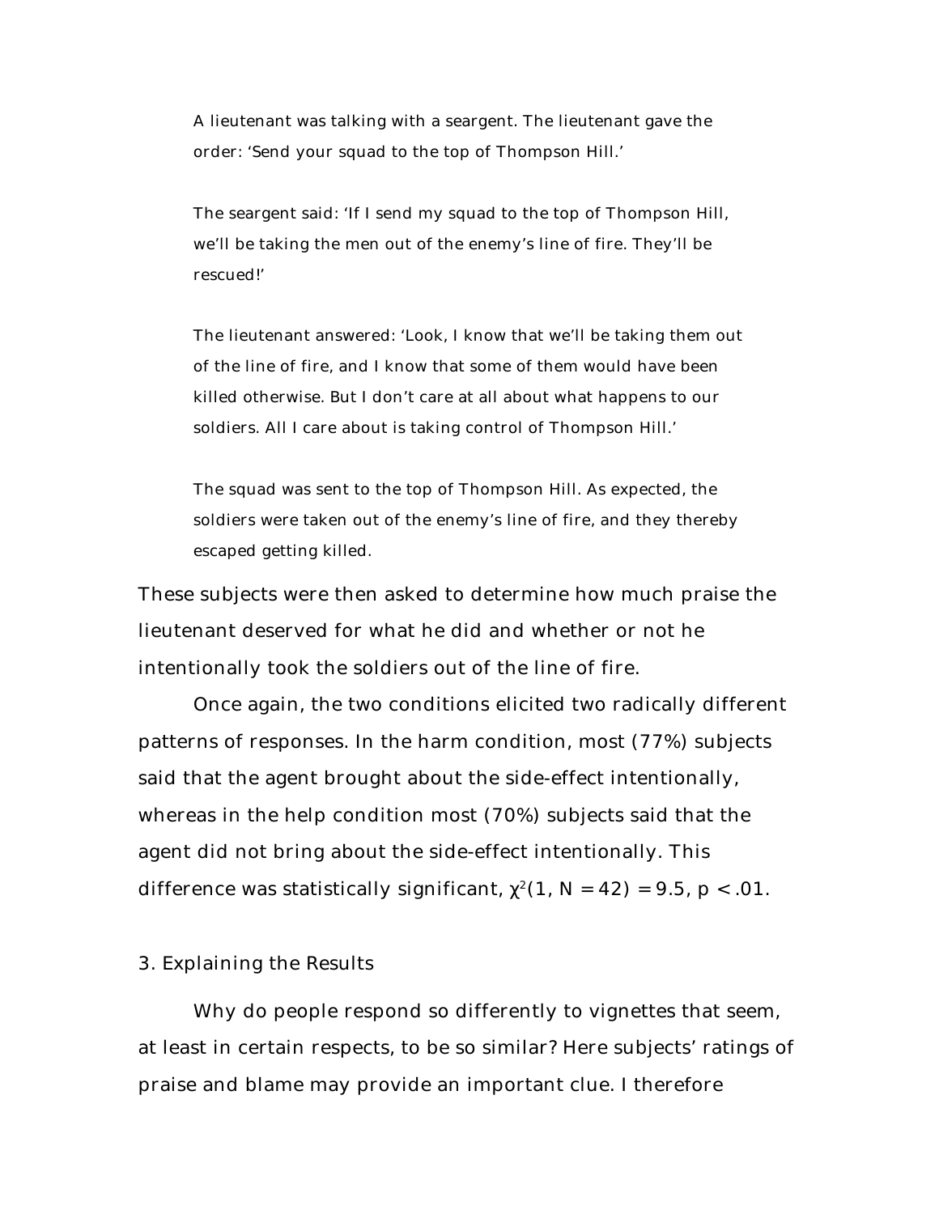> A lieutenant was talking with a seargent. The lieutenant gave the order: 'Send your squad to the top of Thompson Hill.'
>
> The seargent said: 'If I send my squad to the top of Thompson Hill, we'll be taking the men out of the enemy's line of fire. They'll be rescued!'
>
> The lieutenant answered: 'Look, I know that we'll be taking them out of the line of fire, and I know that some of them would have been killed otherwise. But I don't care at all about what happens to our soldiers. All I care about is taking control of Thompson Hill.'
>
> The squad was sent to the top of Thompson Hill. As expected, the soldiers were taken out of the enemy's line of fire, and they thereby escaped getting killed.

These subjects were then asked to determine how much praise the lieutenant deserved for what he did and whether or not he intentionally took the soldiers out of the line of fire.

Once again, the two conditions elicited two radically different patterns of responses. In the harm condition, most (77%) subjects said that the agent brought about the side-effect intentionally, whereas in the help condition most (70%) subjects said that the agent did not bring about the side-effect intentionally. This difference was statistically significant, $\chi^2(1, N = 42) = 9.5, p < .01$.

## 3. Explaining the Results

Why do people respond so differently to vignettes that seem, at least in certain respects, to be so similar? Here subjects' ratings of praise and blame may provide an important clue. I therefore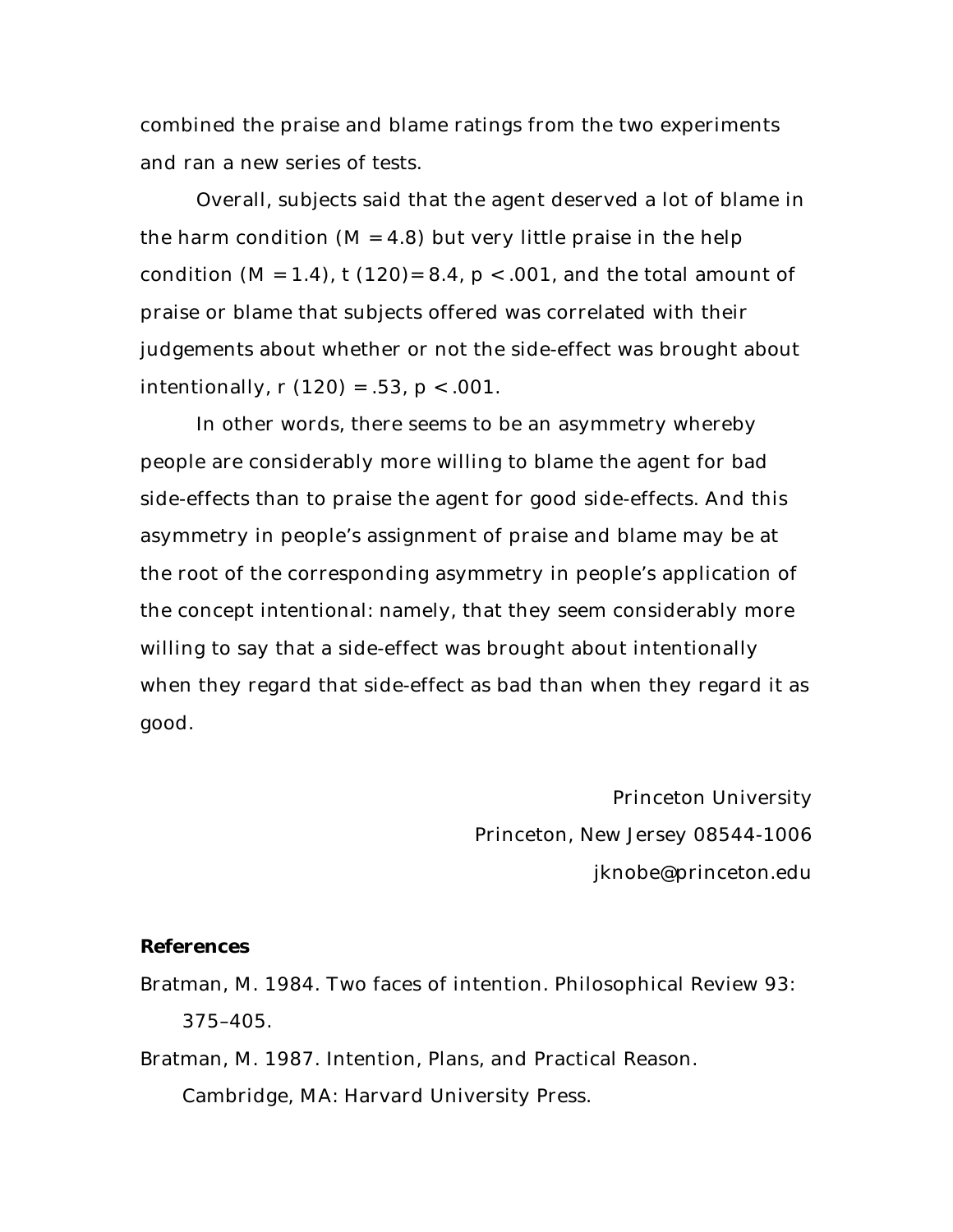combined the praise and blame ratings from the two experiments and ran a new series of tests.

Overall, subjects said that the agent deserved a lot of blame in the harm condition ($M = 4.8$) but very little praise in the help condition ($M = 1.4$), $t(120) = 8.4$, $p < .001$, and the total amount of praise or blame that subjects offered was correlated with their judgements about whether or not the side-effect was brought about intentionally, $r(120) = .53$, $p < .001$.

In other words, there seems to be an asymmetry whereby people are considerably more willing to blame the agent for bad side-effects than to praise the agent for good side-effects. And this asymmetry in people's assignment of praise and blame may be at the root of the corresponding asymmetry in people's application of the concept intentional: namely, that they seem considerably more willing to say that a side-effect was brought about intentionally when they regard that side-effect as bad than when they regard it as good.

Princeton University
Princeton, New Jersey 08544-1006
jknobe@princeton.edu

**References**

Bratman, M. 1984. Two faces of intention. Philosophical Review 93: 375–405.

Bratman, M. 1987. Intention, Plans, and Practical Reason. Cambridge, MA: Harvard University Press.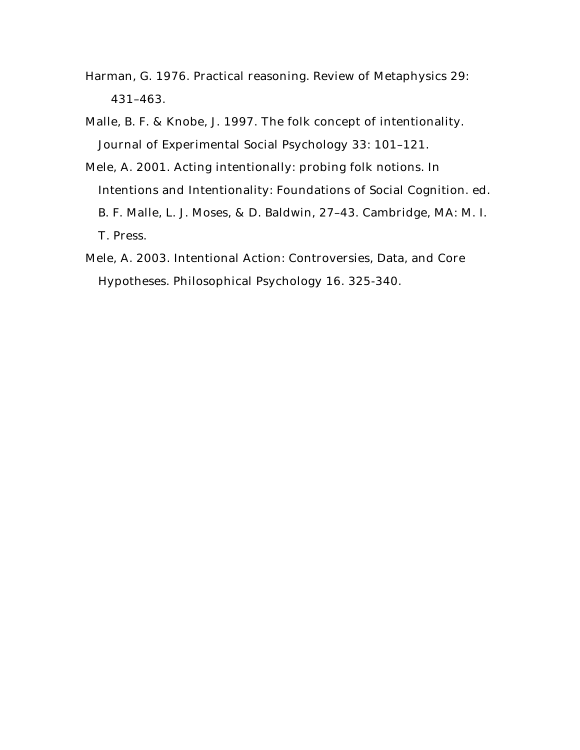Harman, G. 1976. Practical reasoning. Review of Metaphysics 29: 431–463.

Malle, B. F. & Knobe, J. 1997. The folk concept of intentionality. Journal of Experimental Social Psychology 33: 101–121.

Mele, A. 2001. Acting intentionally: probing folk notions. In Intentions and Intentionality: Foundations of Social Cognition. ed. B. F. Malle, L. J. Moses, & D. Baldwin, 27–43. Cambridge, MA: M. I. T. Press.

Mele, A. 2003. Intentional Action: Controversies, Data, and Core Hypotheses. Philosophical Psychology 16. 325-340.